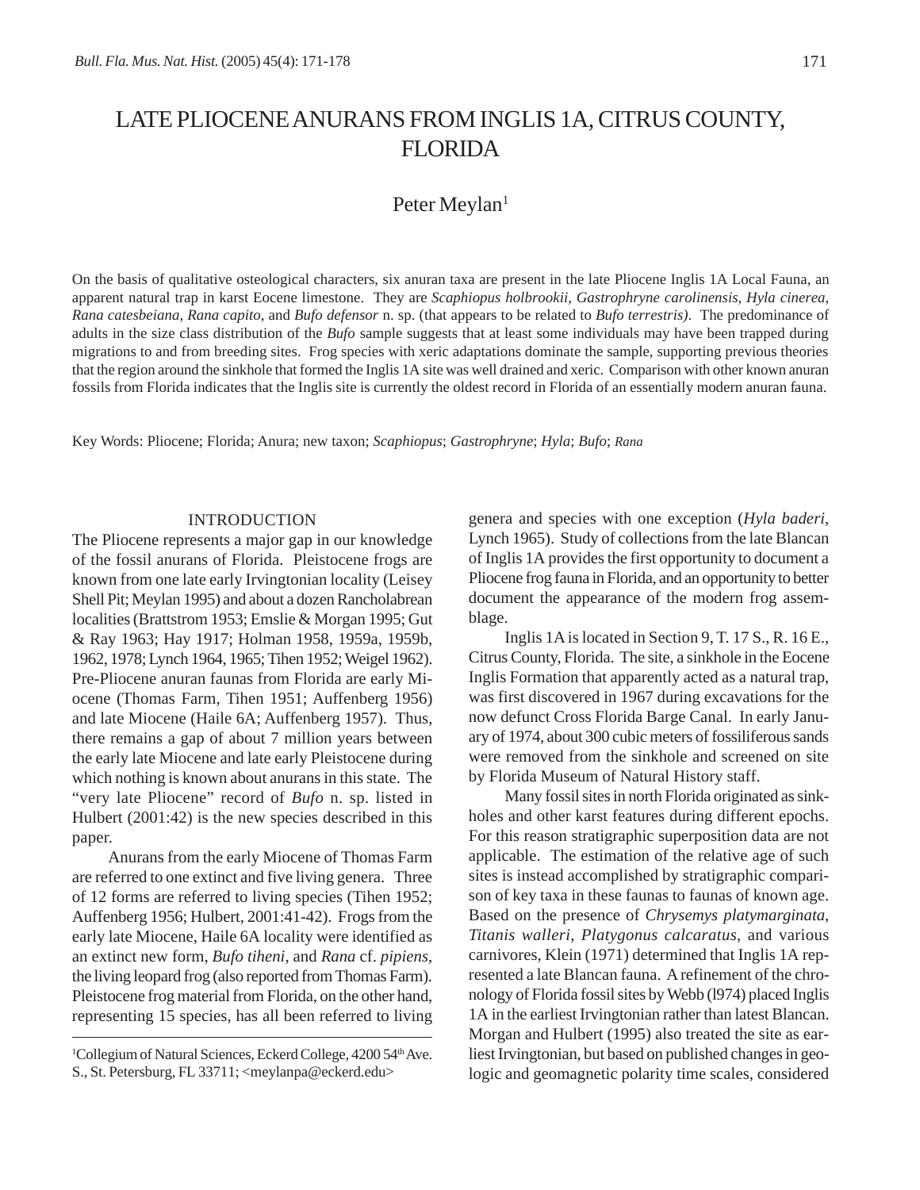# LATE PLIOCENE ANURANS FROM INGLIS 1A, CITRUS COUNTY, FLORIDA

Peter Meylan[1]

On the basis of qualitative osteological characters, six anuran taxa are present in the late Pliocene Inglis 1A Local Fauna, an apparent natural trap in karst Eocene limestone. They are *Scaphiopus holbrookii*, *Gastrophryne carolinensis*, *Hyla cinerea*, *Rana catesbeiana*, *Rana capito*, and *Bufo defensor* n. sp. (that appears to be related to *Bufo terrestris)*. The predominance of adults in the size class distribution of the *Bufo* sample suggests that at least some individuals may have been trapped during migrations to and from breeding sites. Frog species with xeric adaptations dominate the sample, supporting previous theories that the region around the sinkhole that formed the Inglis 1A site was well drained and xeric. Comparison with other known anuran fossils from Florida indicates that the Inglis site is currently the oldest record in Florida of an essentially modern anuran fauna.

Key Words: Pliocene; Florida; Anura; new taxon; *Scaphiopus*; *Gastrophryne*; *Hyla*; *Bufo*; *Rana*

## INTRODUCTION

The Pliocene represents a major gap in our knowledge of the fossil anurans of Florida. Pleistocene frogs are known from one late early Irvingtonian locality (Leisey Shell Pit; Meylan 1995) and about a dozen Rancholabrean localities (Brattstrom 1953; Emslie & Morgan 1995; Gut & Ray 1963; Hay 1917; Holman 1958, 1959a, 1959b, 1962, 1978; Lynch 1964, 1965; Tihen 1952; Weigel 1962). Pre-Pliocene anuran faunas from Florida are early Miocene (Thomas Farm, Tihen 1951; Auffenberg 1956) and late Miocene (Haile 6A; Auffenberg 1957). Thus, there remains a gap of about 7 million years between the early late Miocene and late early Pleistocene during which nothing is known about anurans in this state. The "very late Pliocene" record of *Bufo* n. sp. listed in Hulbert (2001:42) is the new species described in this paper.

Anurans from the early Miocene of Thomas Farm are referred to one extinct and five living genera. Three of 12 forms are referred to living species (Tihen 1952; Auffenberg 1956; Hulbert, 2001:41-42). Frogs from the early late Miocene, Haile 6A locality were identified as an extinct new form, *Bufo tiheni*, and *Rana* cf. *pipiens*, the living leopard frog (also reported from Thomas Farm). Pleistocene frog material from Florida, on the other hand, representing 15 species, has all been referred to living genera and species with one exception (*Hyla baderi*, Lynch 1965). Study of collections from the late Blancan of Inglis 1A provides the first opportunity to document a Pliocene frog fauna in Florida, and an opportunity to better document the appearance of the modern frog assemblage.

Inglis 1A is located in Section 9, T. 17 S., R. 16 E., Citrus County, Florida. The site, a sinkhole in the Eocene Inglis Formation that apparently acted as a natural trap, was first discovered in 1967 during excavations for the now defunct Cross Florida Barge Canal. In early January of 1974, about 300 cubic meters of fossiliferous sands were removed from the sinkhole and screened on site by Florida Museum of Natural History staff.

Many fossil sites in north Florida originated as sinkholes and other karst features during different epochs. For this reason stratigraphic superposition data are not applicable. The estimation of the relative age of such sites is instead accomplished by stratigraphic comparison of key taxa in these faunas to faunas of known age. Based on the presence of *Chrysemys platymarginata*, *Titanis walleri*, *Platygonus calcaratus*, and various carnivores, Klein (1971) determined that Inglis 1A represented a late Blancan fauna. A refinement of the chronology of Florida fossil sites by Webb (l974) placed Inglis 1A in the earliest Irvingtonian rather than latest Blancan. Morgan and Hulbert (1995) also treated the site as earliest Irvingtonian, but based on published changes in geologic and geomagnetic polarity time scales, considered

---

[1]Collegium of Natural Sciences, Eckerd College, 4200 54th Ave. S., St. Petersburg, FL 33711; <meylanpa@eckerd.edu>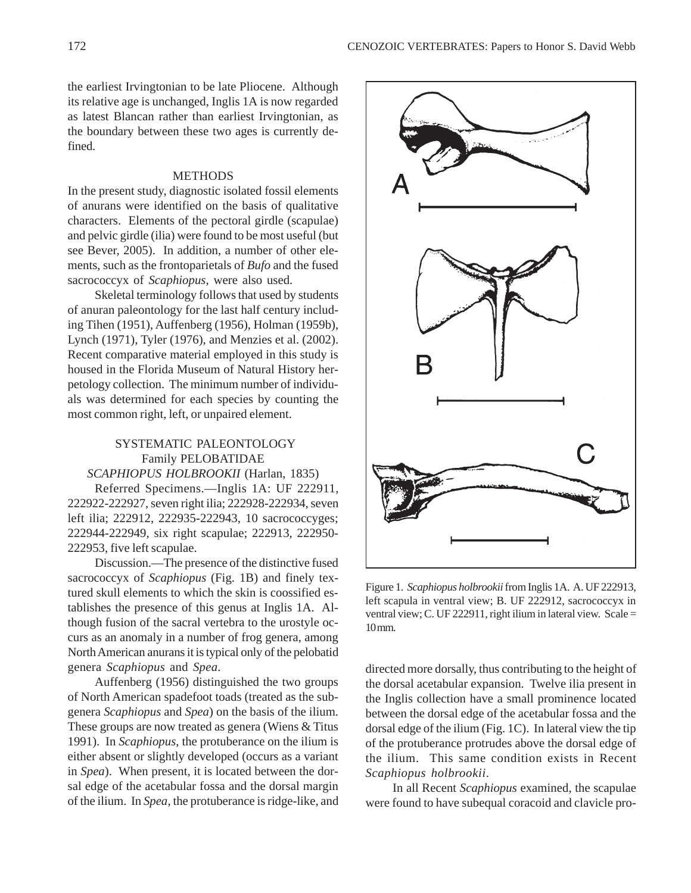the earliest Irvingtonian to be late Pliocene. Although its relative age is unchanged, Inglis 1A is now regarded as latest Blancan rather than earliest Irvingtonian, as the boundary between these two ages is currently defined.

## METHODS

In the present study, diagnostic isolated fossil elements of anurans were identified on the basis of qualitative characters. Elements of the pectoral girdle (scapulae) and pelvic girdle (ilia) were found to be most useful (but see Bever, 2005). In addition, a number of other elements, such as the frontoparietals of *Bufo* and the fused sacrococcyx of *Scaphiopus*, were also used.

Skeletal terminology follows that used by students of anuran paleontology for the last half century including Tihen (1951), Auffenberg (1956), Holman (1959b), Lynch (1971), Tyler (1976), and Menzies et al. (2002). Recent comparative material employed in this study is housed in the Florida Museum of Natural History herpetology collection. The minimum number of individuals was determined for each species by counting the most common right, left, or unpaired element.

## SYSTEMATIC PALEONTOLOGY

### Family PELOBATIDAE

### *SCAPHIOPUS HOLBROOKII* (Harlan, 1835)

Referred Specimens.—Inglis 1A: UF 222911, 222922-222927, seven right ilia; 222928-222934, seven left ilia; 222912, 222935-222943, 10 sacrococcyges; 222944-222949, six right scapulae; 222913, 222950-222953, five left scapulae.

Discussion.—The presence of the distinctive fused sacrococcyx of *Scaphiopus* (Fig. 1B) and finely textured skull elements to which the skin is coossified establishes the presence of this genus at Inglis 1A. Although fusion of the sacral vertebra to the urostyle occurs as an anomaly in a number of frog genera, among North American anurans it is typical only of the pelobatid genera *Scaphiopus* and *Spea*.

Auffenberg (1956) distinguished the two groups of North American spadefoot toads (treated as the subgenera *Scaphiopus* and *Spea*) on the basis of the ilium. These groups are now treated as genera (Wiens & Titus 1991). In *Scaphiopus*, the protuberance on the ilium is either absent or slightly developed (occurs as a variant in *Spea*). When present, it is located between the dorsal edge of the acetabular fossa and the dorsal margin of the ilium. In *Spea*, the protuberance is ridge-like, and directed more dorsally, thus contributing to the height of the dorsal acetabular expansion. Twelve ilia present in the Inglis collection have a small prominence located between the dorsal edge of the acetabular fossa and the dorsal edge of the ilium (Fig. 1C). In lateral view the tip of the protuberance protrudes above the dorsal edge of the ilium. This same condition exists in Recent *Scaphiopus holbrookii*.

Figure 1. *Scaphiopus holbrookii* from Inglis 1A. A. UF 222913, left scapula in ventral view; B. UF 222912, sacrococcyx in ventral view; C. UF 222911, right ilium in lateral view. Scale = 10 mm.

In all Recent *Scaphiopus* examined, the scapulae were found to have subequal coracoid and clavicle pro-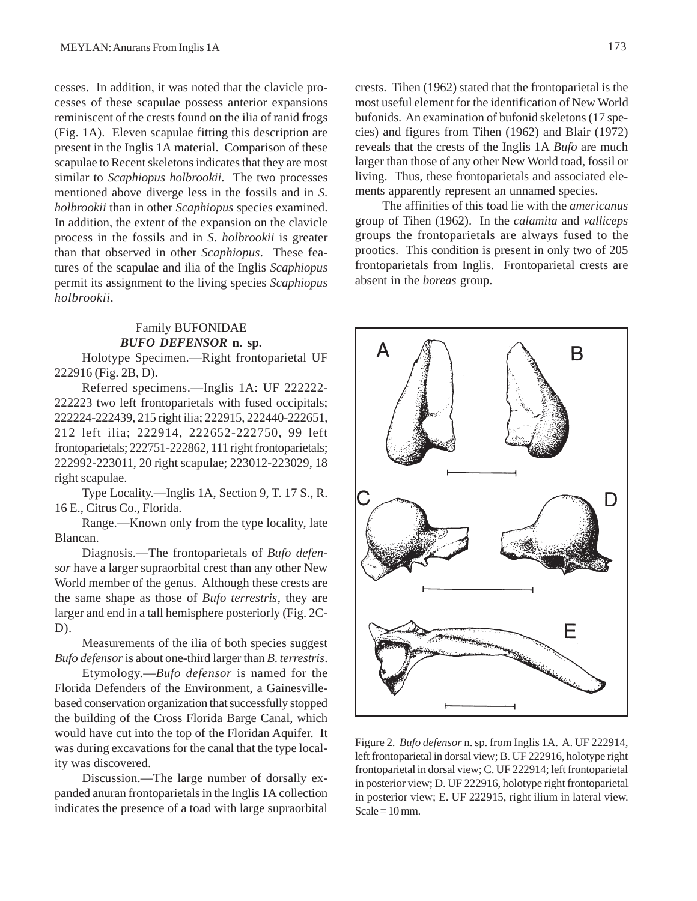cesses. In addition, it was noted that the clavicle processes of these scapulae possess anterior expansions reminiscent of the crests found on the ilia of ranid frogs (Fig. 1A). Eleven scapulae fitting this description are present in the Inglis 1A material. Comparison of these scapulae to Recent skeletons indicates that they are most similar to *Scaphiopus holbrookii*. The two processes mentioned above diverge less in the fossils and in *S. holbrookii* than in other *Scaphiopus* species examined. In addition, the extent of the expansion on the clavicle process in the fossils and in *S. holbrookii* is greater than that observed in other *Scaphiopus*. These features of the scapulae and ilia of the Inglis *Scaphiopus* permit its assignment to the living species *Scaphiopus holbrookii*.

### Family BUFONIDAE
### *BUFO DEFENSOR* n. sp.

Holotype Specimen.—Right frontoparietal UF 222916 (Fig. 2B, D).

Referred specimens.—Inglis 1A: UF 222222-222223 two left frontoparietals with fused occipitals; 222224-222439, 215 right ilia; 222915, 222440-222651, 212 left ilia; 222914, 222652-222750, 99 left frontoparietals; 222751-222862, 111 right frontoparietals; 222992-223011, 20 right scapulae; 223012-223029, 18 right scapulae.

Type Locality.—Inglis 1A, Section 9, T. 17 S., R. 16 E., Citrus Co., Florida.

Range.—Known only from the type locality, late Blancan.

Diagnosis.—The frontoparietals of *Bufo defensor* have a larger supraorbital crest than any other New World member of the genus. Although these crests are the same shape as those of *Bufo terrestris*, they are larger and end in a tall hemisphere posteriorly (Fig. 2C-D).

Measurements of the ilia of both species suggest *Bufo defensor* is about one-third larger than *B. terrestris*.

Etymology.—*Bufo defensor* is named for the Florida Defenders of the Environment, a Gainesville-based conservation organization that successfully stopped the building of the Cross Florida Barge Canal, which would have cut into the top of the Floridan Aquifer. It was during excavations for the canal that the type locality was discovered.

Discussion.—The large number of dorsally expanded anuran frontoparietals in the Inglis 1A collection indicates the presence of a toad with large supraorbital crests. Tihen (1962) stated that the frontoparietal is the most useful element for the identification of New World bufonids. An examination of bufonid skeletons (17 species) and figures from Tihen (1962) and Blair (1972) reveals that the crests of the Inglis 1A *Bufo* are much larger than those of any other New World toad, fossil or living. Thus, these frontoparietals and associated elements apparently represent an unnamed species.

The affinities of this toad lie with the *americanus* group of Tihen (1962). In the *calamita* and *valliceps* groups the frontoparietals are always fused to the prootics. This condition is present in only two of 205 frontoparietals from Inglis. Frontoparietal crests are absent in the *boreas* group.

Figure 2. *Bufo defensor* n. sp. from Inglis 1A. A. UF 222914, left frontoparietal in dorsal view; B. UF 222916, holotype right frontoparietal in dorsal view; C. UF 222914; left frontoparietal in posterior view; D. UF 222916, holotype right frontoparietal in posterior view; E. UF 222915, right ilium in lateral view. Scale = 10 mm.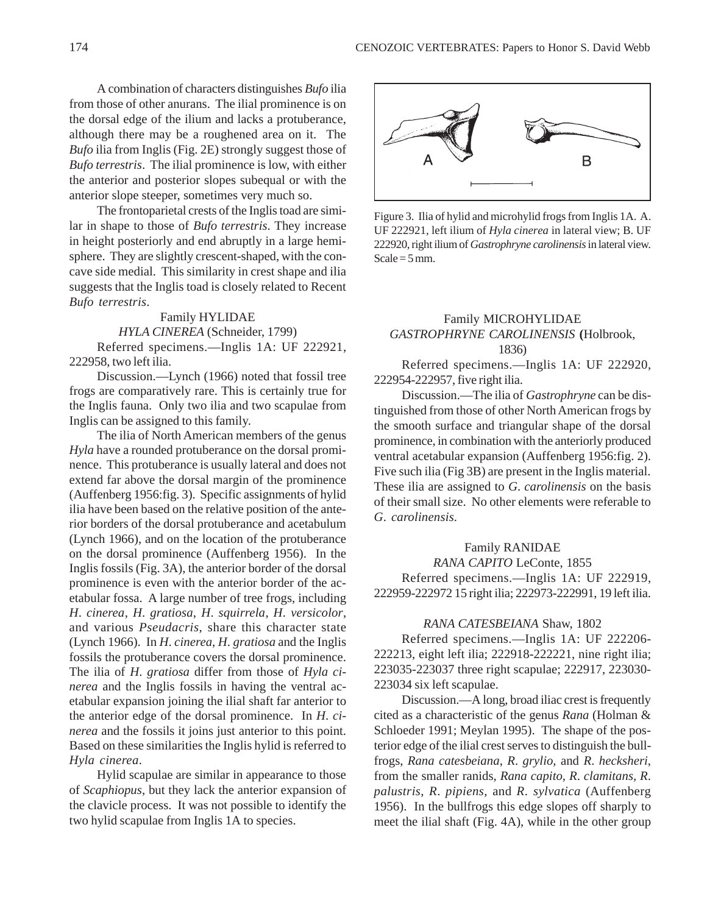A combination of characters distinguishes *Bufo* ilia from those of other anurans. The ilial prominence is on the dorsal edge of the ilium and lacks a protuberance, although there may be a roughened area on it. The *Bufo* ilia from Inglis (Fig. 2E) strongly suggest those of *Bufo terrestris*. The ilial prominence is low, with either the anterior and posterior slopes subequal or with the anterior slope steeper, sometimes very much so.

The frontoparietal crests of the Inglis toad are similar in shape to those of *Bufo terrestris*. They increase in height posteriorly and end abruptly in a large hemisphere. They are slightly crescent-shaped, with the concave side medial. This similarity in crest shape and ilia suggests that the Inglis toad is closely related to Recent *Bufo terrestris*.

### Family HYLIDAE

#### *HYLA CINEREA* (Schneider, 1799)

Referred specimens.—Inglis 1A: UF 222921, 222958, two left ilia.

Discussion.—Lynch (1966) noted that fossil tree frogs are comparatively rare. This is certainly true for the Inglis fauna. Only two ilia and two scapulae from Inglis can be assigned to this family.

The ilia of North American members of the genus *Hyla* have a rounded protuberance on the dorsal prominence. This protuberance is usually lateral and does not extend far above the dorsal margin of the prominence (Auffenberg 1956:fig. 3). Specific assignments of hylid ilia have been based on the relative position of the anterior borders of the dorsal protuberance and acetabulum (Lynch 1966), and on the location of the protuberance on the dorsal prominence (Auffenberg 1956). In the Inglis fossils (Fig. 3A), the anterior border of the dorsal prominence is even with the anterior border of the acetabular fossa. A large number of tree frogs, including *H. cinerea*, *H. gratiosa*, *H. squirrela*, *H. versicolor*, and various *Pseudacris*, share this character state (Lynch 1966). In *H. cinerea*, *H. gratiosa* and the Inglis fossils the protuberance covers the dorsal prominence. The ilia of *H. gratiosa* differ from those of *Hyla cinerea* and the Inglis fossils in having the ventral acetabular expansion joining the ilial shaft far anterior to the anterior edge of the dorsal prominence. In *H. cinerea* and the fossils it joins just anterior to this point. Based on these similarities the Inglis hylid is referred to *Hyla cinerea*.

Hylid scapulae are similar in appearance to those of *Scaphiopus*, but they lack the anterior expansion of the clavicle process. It was not possible to identify the two hylid scapulae from Inglis 1A to species.

Figure 3. Ilia of hylid and microhylid frogs from Inglis 1A. A. UF 222921, left ilium of *Hyla cinerea* in lateral view; B. UF 222920, right ilium of *Gastrophryne carolinensis* in lateral view. Scale = 5 mm.

### Family MICROHYLIDAE

#### *GASTROPHRYNE CAROLINENSIS* (Holbrook, 1836)

Referred specimens.—Inglis 1A: UF 222920, 222954-222957, five right ilia.

Discussion.—The ilia of *Gastrophryne* can be distinguished from those of other North American frogs by the smooth surface and triangular shape of the dorsal prominence, in combination with the anteriorly produced ventral acetabular expansion (Auffenberg 1956:fig. 2). Five such ilia (Fig 3B) are present in the Inglis material. These ilia are assigned to *G. carolinensis* on the basis of their small size. No other elements were referable to *G. carolinensis*.

### Family RANIDAE

#### *RANA CAPITO* LeConte, 1855

Referred specimens.—Inglis 1A: UF 222919, 222959-222972 15 right ilia; 222973-222991, 19 left ilia.

#### *RANA CATESBEIANA* Shaw, 1802

Referred specimens.—Inglis 1A: UF 222206-222213, eight left ilia; 222918-222221, nine right ilia; 223035-223037 three right scapulae; 222917, 223030-223034 six left scapulae.

Discussion.—A long, broad iliac crest is frequently cited as a characteristic of the genus *Rana* (Holman & Schloeder 1991; Meylan 1995). The shape of the posterior edge of the ilial crest serves to distinguish the bullfrogs, *Rana catesbeiana*, *R. grylio*, and *R. hecksheri*, from the smaller ranids, *Rana capito*, *R. clamitans*, *R. palustris*, *R. pipiens*, and *R. sylvatica* (Auffenberg 1956). In the bullfrogs this edge slopes off sharply to meet the ilial shaft (Fig. 4A), while in the other group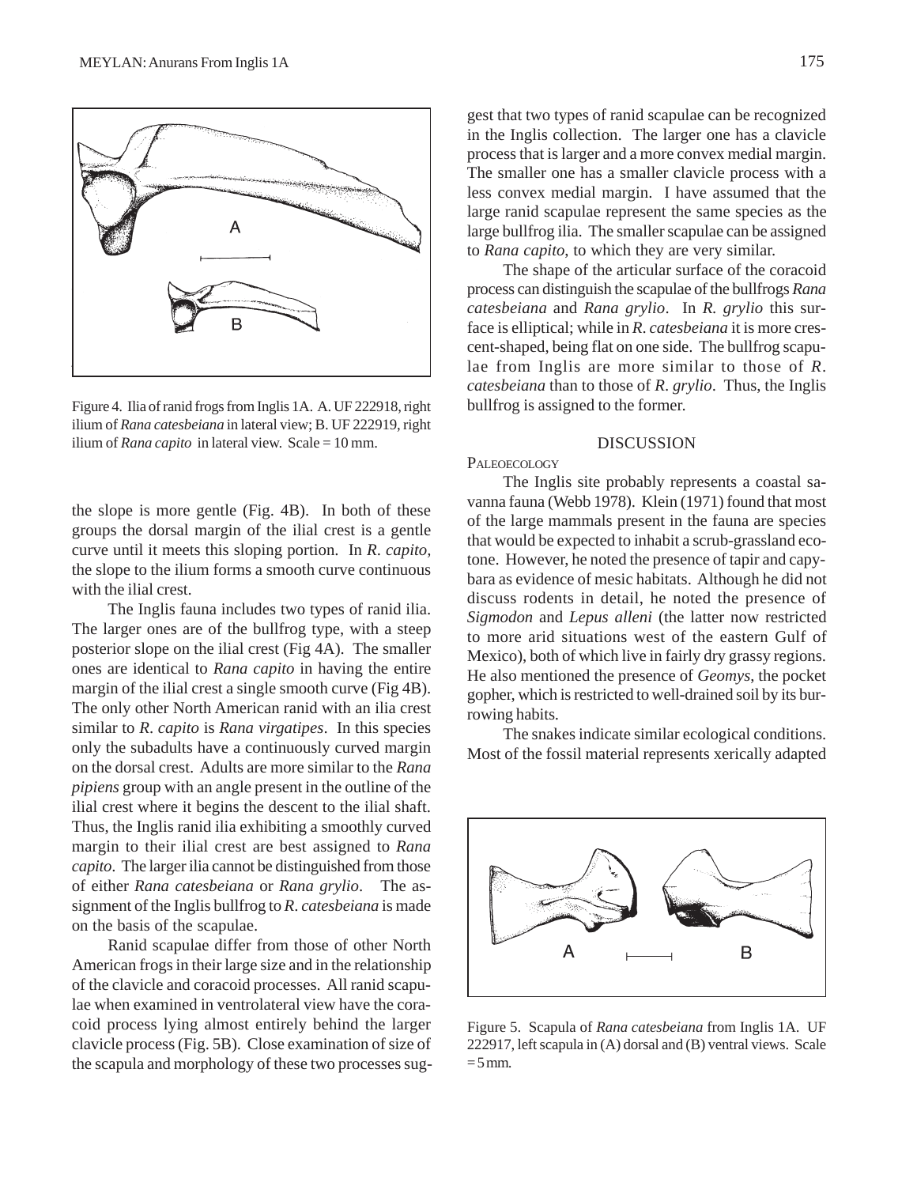Figure 4. Ilia of ranid frogs from Inglis 1A. A. UF 222918, right ilium of *Rana catesbeiana* in lateral view; B. UF 222919, right ilium of *Rana capito* in lateral view. Scale = 10 mm.

the slope is more gentle (Fig. 4B). In both of these groups the dorsal margin of the ilial crest is a gentle curve until it meets this sloping portion. In *R. capito,* the slope to the ilium forms a smooth curve continuous with the ilial crest.

The Inglis fauna includes two types of ranid ilia. The larger ones are of the bullfrog type, with a steep posterior slope on the ilial crest (Fig 4A). The smaller ones are identical to *Rana capito* in having the entire margin of the ilial crest a single smooth curve (Fig 4B). The only other North American ranid with an ilia crest similar to *R. capito* is *Rana virgatipes*. In this species only the subadults have a continuously curved margin on the dorsal crest. Adults are more similar to the *Rana pipiens* group with an angle present in the outline of the ilial crest where it begins the descent to the ilial shaft. Thus, the Inglis ranid ilia exhibiting a smoothly curved margin to their ilial crest are best assigned to *Rana capito*. The larger ilia cannot be distinguished from those of either *Rana catesbeiana* or *Rana grylio*. The assignment of the Inglis bullfrog to *R. catesbeiana* is made on the basis of the scapulae.

Ranid scapulae differ from those of other North American frogs in their large size and in the relationship of the clavicle and coracoid processes. All ranid scapulae when examined in ventrolateral view have the coracoid process lying almost entirely behind the larger clavicle process (Fig. 5B). Close examination of size of the scapula and morphology of these two processes suggest that two types of ranid scapulae can be recognized in the Inglis collection. The larger one has a clavicle process that is larger and a more convex medial margin. The smaller one has a smaller clavicle process with a less convex medial margin. I have assumed that the large ranid scapulae represent the same species as the large bullfrog ilia. The smaller scapulae can be assigned to *Rana capito*, to which they are very similar.

The shape of the articular surface of the coracoid process can distinguish the scapulae of the bullfrogs *Rana catesbeiana* and *Rana grylio*. In *R. grylio* this surface is elliptical; while in *R. catesbeiana* it is more crescent-shaped, being flat on one side. The bullfrog scapulae from Inglis are more similar to those of *R. catesbeiana* than to those of *R. grylio*. Thus, the Inglis bullfrog is assigned to the former.

## DISCUSSION

### Paleoecology

The Inglis site probably represents a coastal savanna fauna (Webb 1978). Klein (1971) found that most of the large mammals present in the fauna are species that would be expected to inhabit a scrub-grassland ecotone. However, he noted the presence of tapir and capybara as evidence of mesic habitats. Although he did not discuss rodents in detail, he noted the presence of *Sigmodon* and *Lepus alleni* (the latter now restricted to more arid situations west of the eastern Gulf of Mexico), both of which live in fairly dry grassy regions. He also mentioned the presence of *Geomys*, the pocket gopher, which is restricted to well-drained soil by its burrowing habits.

The snakes indicate similar ecological conditions. Most of the fossil material represents xerically adapted

Figure 5. Scapula of *Rana catesbeiana* from Inglis 1A. UF 222917, left scapula in (A) dorsal and (B) ventral views. Scale = 5 mm.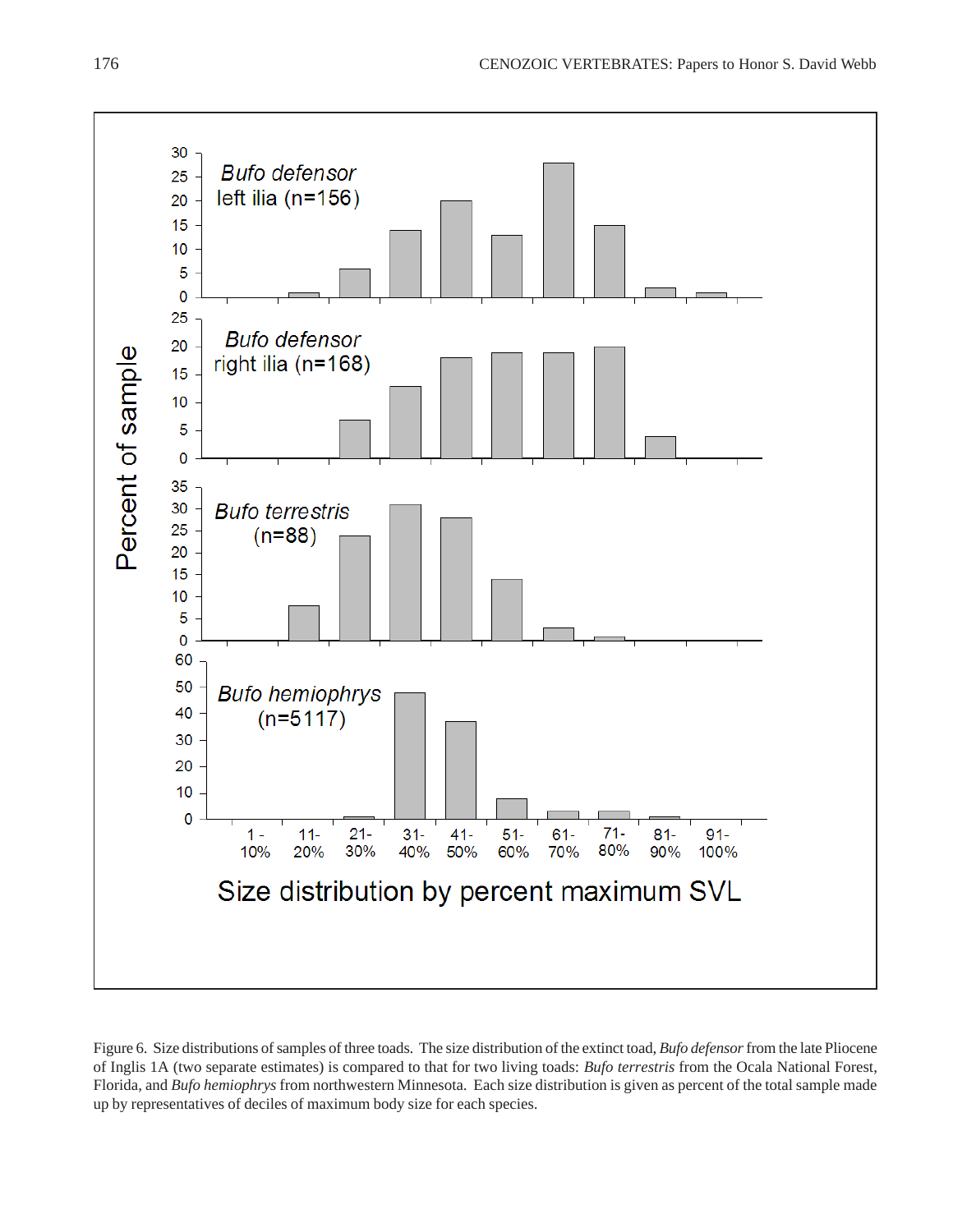Figure 6. Size distributions of samples of three toads. The size distribution of the extinct toad, *Bufo defensor* from the late Pliocene of Inglis 1A (two separate estimates) is compared to that for two living toads: *Bufo terrestris* from the Ocala National Forest, Florida, and *Bufo hemiophrys* from northwestern Minnesota. Each size distribution is given as percent of the total sample made up by representatives of deciles of maximum body size for each species.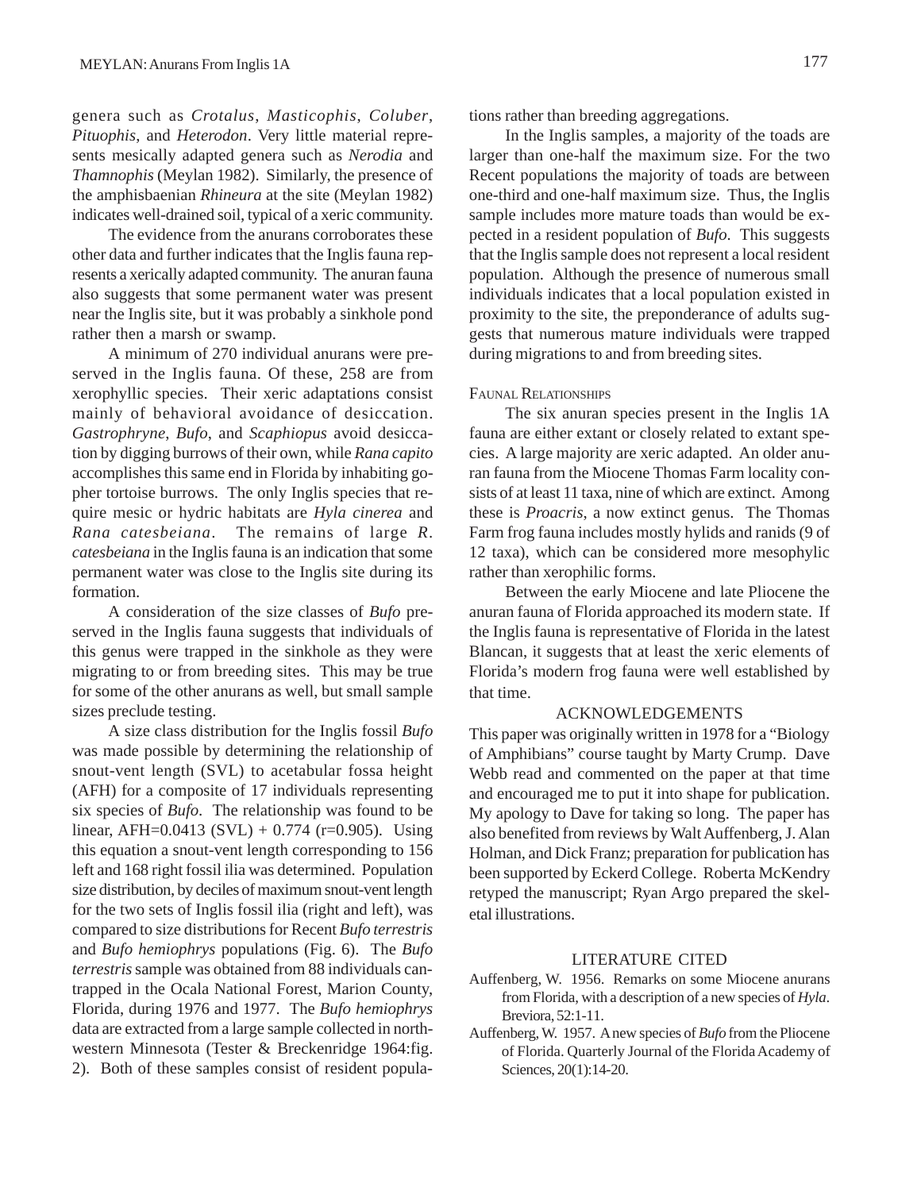genera such as *Crotalus*, *Masticophis*, *Coluber*, *Pituophis*, and *Heterodon*. Very little material represents mesically adapted genera such as *Nerodia* and *Thamnophis* (Meylan 1982). Similarly, the presence of the amphisbaenian *Rhineura* at the site (Meylan 1982) indicates well-drained soil, typical of a xeric community.

The evidence from the anurans corroborates these other data and further indicates that the Inglis fauna represents a xerically adapted community. The anuran fauna also suggests that some permanent water was present near the Inglis site, but it was probably a sinkhole pond rather then a marsh or swamp.

A minimum of 270 individual anurans were preserved in the Inglis fauna. Of these, 258 are from xerophyllic species. Their xeric adaptations consist mainly of behavioral avoidance of desiccation. *Gastrophryne*, *Bufo*, and *Scaphiopus* avoid desiccation by digging burrows of their own, while *Rana capito* accomplishes this same end in Florida by inhabiting gopher tortoise burrows. The only Inglis species that require mesic or hydric habitats are *Hyla cinerea* and *Rana catesbeiana*. The remains of large *R. catesbeiana* in the Inglis fauna is an indication that some permanent water was close to the Inglis site during its formation.

A consideration of the size classes of *Bufo* preserved in the Inglis fauna suggests that individuals of this genus were trapped in the sinkhole as they were migrating to or from breeding sites. This may be true for some of the other anurans as well, but small sample sizes preclude testing.

A size class distribution for the Inglis fossil *Bufo* was made possible by determining the relationship of snout-vent length (SVL) to acetabular fossa height (AFH) for a composite of 17 individuals representing six species of *Bufo*. The relationship was found to be linear, AFH=0.0413 (SVL) + 0.774 (r=0.905). Using this equation a snout-vent length corresponding to 156 left and 168 right fossil ilia was determined. Population size distribution, by deciles of maximum snout-vent length for the two sets of Inglis fossil ilia (right and left), was compared to size distributions for Recent *Bufo terrestris* and *Bufo hemiophrys* populations (Fig. 6). The *Bufo terrestris* sample was obtained from 88 individuals can-trapped in the Ocala National Forest, Marion County, Florida, during 1976 and 1977. The *Bufo hemiophrys* data are extracted from a large sample collected in northwestern Minnesota (Tester & Breckenridge 1964:fig. 2). Both of these samples consist of resident populations rather than breeding aggregations.

In the Inglis samples, a majority of the toads are larger than one-half the maximum size. For the two Recent populations the majority of toads are between one-third and one-half maximum size. Thus, the Inglis sample includes more mature toads than would be expected in a resident population of *Bufo*. This suggests that the Inglis sample does not represent a local resident population. Although the presence of numerous small individuals indicates that a local population existed in proximity to the site, the preponderance of adults suggests that numerous mature individuals were trapped during migrations to and from breeding sites.

### Faunal Relationships

The six anuran species present in the Inglis 1A fauna are either extant or closely related to extant species. A large majority are xeric adapted. An older anuran fauna from the Miocene Thomas Farm locality consists of at least 11 taxa, nine of which are extinct. Among these is *Proacris*, a now extinct genus. The Thomas Farm frog fauna includes mostly hylids and ranids (9 of 12 taxa), which can be considered more mesophylic rather than xerophilic forms.

Between the early Miocene and late Pliocene the anuran fauna of Florida approached its modern state. If the Inglis fauna is representative of Florida in the latest Blancan, it suggests that at least the xeric elements of Florida's modern frog fauna were well established by that time.

## ACKNOWLEDGEMENTS

This paper was originally written in 1978 for a "Biology of Amphibians" course taught by Marty Crump. Dave Webb read and commented on the paper at that time and encouraged me to put it into shape for publication. My apology to Dave for taking so long. The paper has also benefited from reviews by Walt Auffenberg, J. Alan Holman, and Dick Franz; preparation for publication has been supported by Eckerd College. Roberta McKendry retyped the manuscript; Ryan Argo prepared the skeletal illustrations.

## LITERATURE CITED

Auffenberg, W. 1956. Remarks on some Miocene anurans from Florida, with a description of a new species of *Hyla*. Breviora, 52:1-11.

Auffenberg, W. 1957. A new species of *Bufo* from the Pliocene of Florida. Quarterly Journal of the Florida Academy of Sciences, 20(1):14-20.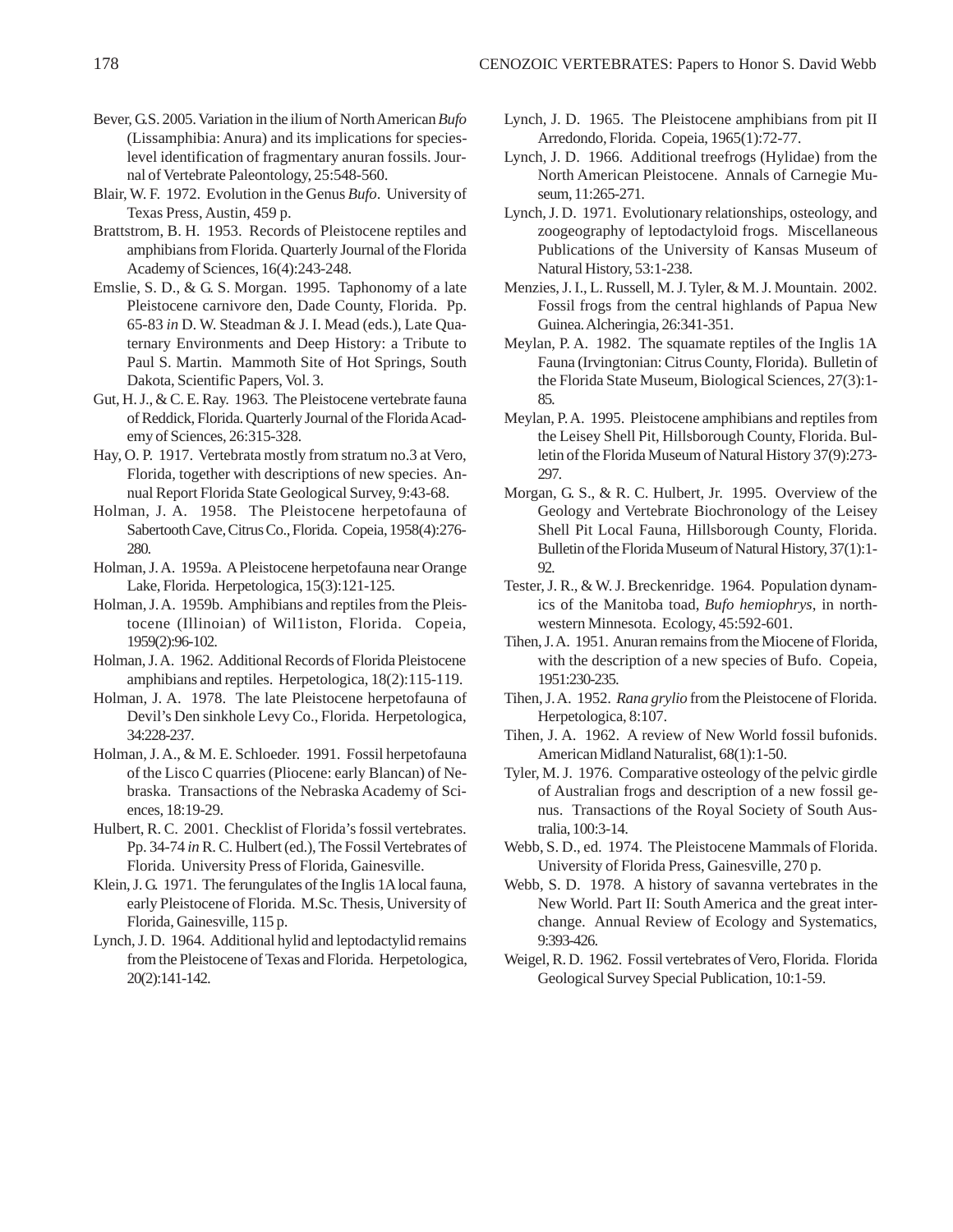Bever, G.S. 2005. Variation in the ilium of North American *Bufo* (Lissamphibia: Anura) and its implications for species-level identification of fragmentary anuran fossils. Journal of Vertebrate Paleontology, 25:548-560.

Blair, W. F. 1972. Evolution in the Genus *Bufo*. University of Texas Press, Austin, 459 p.

Brattstrom, B. H. 1953. Records of Pleistocene reptiles and amphibians from Florida. Quarterly Journal of the Florida Academy of Sciences, 16(4):243-248.

Emslie, S. D., & G. S. Morgan. 1995. Taphonomy of a late Pleistocene carnivore den, Dade County, Florida. Pp. 65-83 *in* D. W. Steadman & J. I. Mead (eds.), Late Quaternary Environments and Deep History: a Tribute to Paul S. Martin. Mammoth Site of Hot Springs, South Dakota, Scientific Papers, Vol. 3.

Gut, H. J., & C. E. Ray. 1963. The Pleistocene vertebrate fauna of Reddick, Florida. Quarterly Journal of the Florida Academy of Sciences, 26:315-328.

Hay, O. P. 1917. Vertebrata mostly from stratum no.3 at Vero, Florida, together with descriptions of new species. Annual Report Florida State Geological Survey, 9:43-68.

Holman, J. A. 1958. The Pleistocene herpetofauna of Sabertooth Cave, Citrus Co., Florida. Copeia, 1958(4):276-280.

Holman, J. A. 1959a. A Pleistocene herpetofauna near Orange Lake, Florida. Herpetologica, 15(3):121-125.

Holman, J. A. 1959b. Amphibians and reptiles from the Pleistocene (Illinoian) of Wil1iston, Florida. Copeia, 1959(2):96-102.

Holman, J. A. 1962. Additional Records of Florida Pleistocene amphibians and reptiles. Herpetologica, 18(2):115-119.

Holman, J. A. 1978. The late Pleistocene herpetofauna of Devil's Den sinkhole Levy Co., Florida. Herpetologica, 34:228-237.

Holman, J. A., & M. E. Schloeder. 1991. Fossil herpetofauna of the Lisco C quarries (Pliocene: early Blancan) of Nebraska. Transactions of the Nebraska Academy of Sciences, 18:19-29.

Hulbert, R. C. 2001. Checklist of Florida's fossil vertebrates. Pp. 34-74 *in* R. C. Hulbert (ed.), The Fossil Vertebrates of Florida. University Press of Florida, Gainesville.

Klein, J. G. 1971. The ferungulates of the Inglis 1A local fauna, early Pleistocene of Florida. M.Sc. Thesis, University of Florida, Gainesville, 115 p.

Lynch, J. D. 1964. Additional hylid and leptodactylid remains from the Pleistocene of Texas and Florida. Herpetologica, 20(2):141-142.

Lynch, J. D. 1965. The Pleistocene amphibians from pit II Arredondo, Florida. Copeia, 1965(1):72-77.

Lynch, J. D. 1966. Additional treefrogs (Hylidae) from the North American Pleistocene. Annals of Carnegie Museum, 11:265-271.

Lynch, J. D. 1971. Evolutionary relationships, osteology, and zoogeography of leptodactyloid frogs. Miscellaneous Publications of the University of Kansas Museum of Natural History, 53:1-238.

Menzies, J. I., L. Russell, M. J. Tyler, & M. J. Mountain. 2002. Fossil frogs from the central highlands of Papua New Guinea. Alcheringia, 26:341-351.

Meylan, P. A. 1982. The squamate reptiles of the Inglis 1A Fauna (Irvingtonian: Citrus County, Florida). Bulletin of the Florida State Museum, Biological Sciences, 27(3):1-85.

Meylan, P. A. 1995. Pleistocene amphibians and reptiles from the Leisey Shell Pit, Hillsborough County, Florida. Bulletin of the Florida Museum of Natural History 37(9):273-297.

Morgan, G. S., & R. C. Hulbert, Jr. 1995. Overview of the Geology and Vertebrate Biochronology of the Leisey Shell Pit Local Fauna, Hillsborough County, Florida. Bulletin of the Florida Museum of Natural History, 37(1):1-92.

Tester, J. R., & W. J. Breckenridge. 1964. Population dynamics of the Manitoba toad, *Bufo hemiophrys*, in northwestern Minnesota. Ecology, 45:592-601.

Tihen, J. A. 1951. Anuran remains from the Miocene of Florida, with the description of a new species of Bufo. Copeia, 1951:230-235.

Tihen, J. A. 1952. *Rana grylio* from the Pleistocene of Florida. Herpetologica, 8:107.

Tihen, J. A. 1962. A review of New World fossil bufonids. American Midland Naturalist, 68(1):1-50.

Tyler, M. J. 1976. Comparative osteology of the pelvic girdle of Australian frogs and description of a new fossil genus. Transactions of the Royal Society of South Australia, 100:3-14.

Webb, S. D., ed. 1974. The Pleistocene Mammals of Florida. University of Florida Press, Gainesville, 270 p.

Webb, S. D. 1978. A history of savanna vertebrates in the New World. Part II: South America and the great interchange. Annual Review of Ecology and Systematics, 9:393-426.

Weigel, R. D. 1962. Fossil vertebrates of Vero, Florida. Florida Geological Survey Special Publication, 10:1-59.